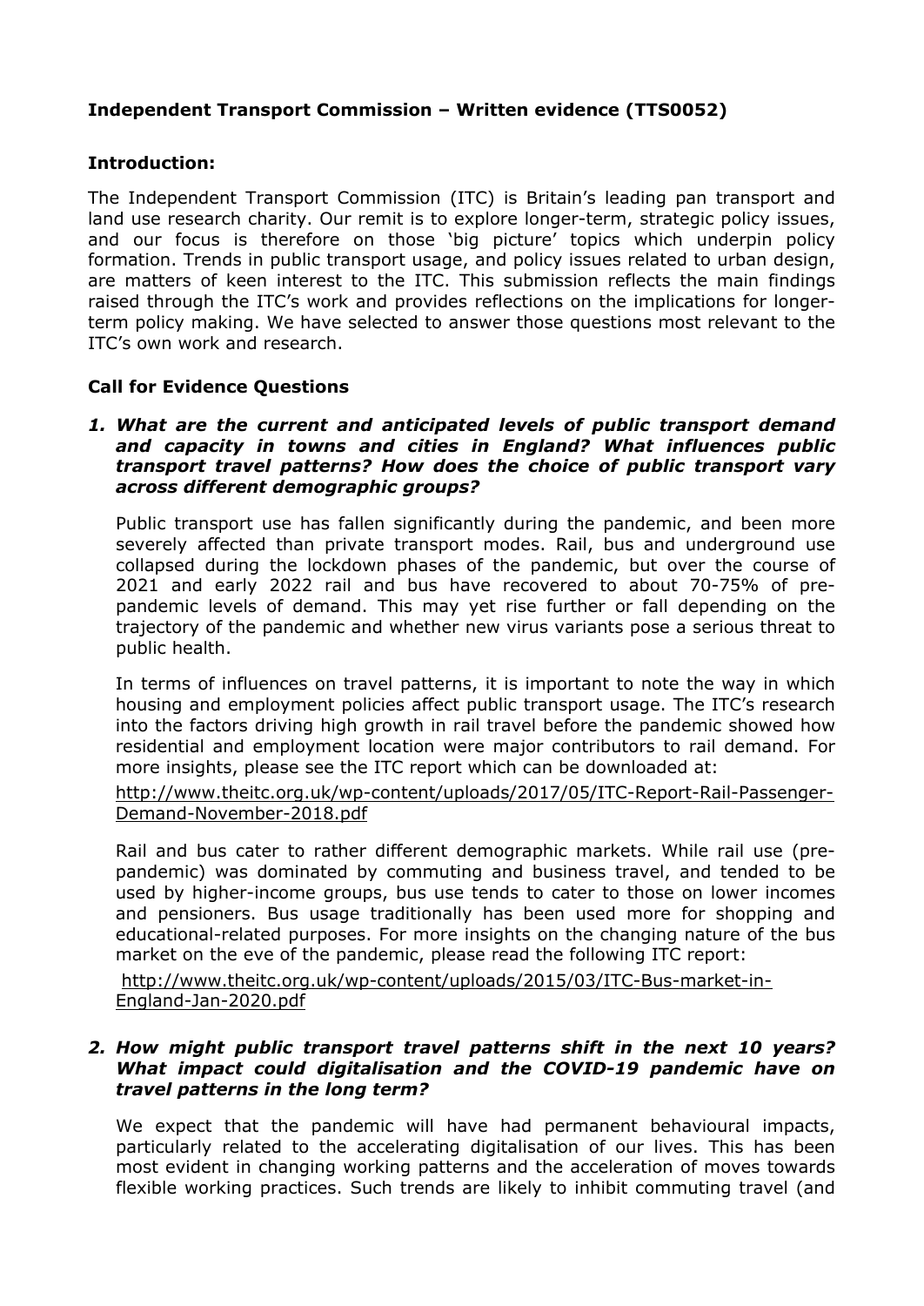## Independent Transport Commission – Written evidence (TTS0052)

### Introduction:

The Independent Transport Commission (ITC) is Britain's leading pan transport and land use research charity. Our remit is to explore longer-term, strategic policy issues, and our focus is therefore on those 'big picture' topics which underpin policy formation. Trends in public transport usage, and policy issues related to urban design, are matters of keen interest to the ITC. This submission reflects the main findings raised through the ITC's work and provides reflections on the implications for longer-term policy making. We have selected to answer those questions most relevant to the ITC's own work and research.

### Call for Evidence Questions

***1. What are the current and anticipated levels of public transport demand and capacity in towns and cities in England? What influences public transport travel patterns? How does the choice of public transport vary across different demographic groups?***

Public transport use has fallen significantly during the pandemic, and been more severely affected than private transport modes. Rail, bus and underground use collapsed during the lockdown phases of the pandemic, but over the course of 2021 and early 2022 rail and bus have recovered to about 70-75% of pre-pandemic levels of demand. This may yet rise further or fall depending on the trajectory of the pandemic and whether new virus variants pose a serious threat to public health.

In terms of influences on travel patterns, it is important to note the way in which housing and employment policies affect public transport usage. The ITC's research into the factors driving high growth in rail travel before the pandemic showed how residential and employment location were major contributors to rail demand. For more insights, please see the ITC report which can be downloaded at:

http://www.theitc.org.uk/wp-content/uploads/2017/05/ITC-Report-Rail-Passenger-Demand-November-2018.pdf

Rail and bus cater to rather different demographic markets. While rail use (pre-pandemic) was dominated by commuting and business travel, and tended to be used by higher-income groups, bus use tends to cater to those on lower incomes and pensioners. Bus usage traditionally has been used more for shopping and educational-related purposes. For more insights on the changing nature of the bus market on the eve of the pandemic, please read the following ITC report:

http://www.theitc.org.uk/wp-content/uploads/2015/03/ITC-Bus-market-in-England-Jan-2020.pdf

***2. How might public transport travel patterns shift in the next 10 years? What impact could digitalisation and the COVID-19 pandemic have on travel patterns in the long term?***

We expect that the pandemic will have had permanent behavioural impacts, particularly related to the accelerating digitalisation of our lives. This has been most evident in changing working patterns and the acceleration of moves towards flexible working practices. Such trends are likely to inhibit commuting travel (and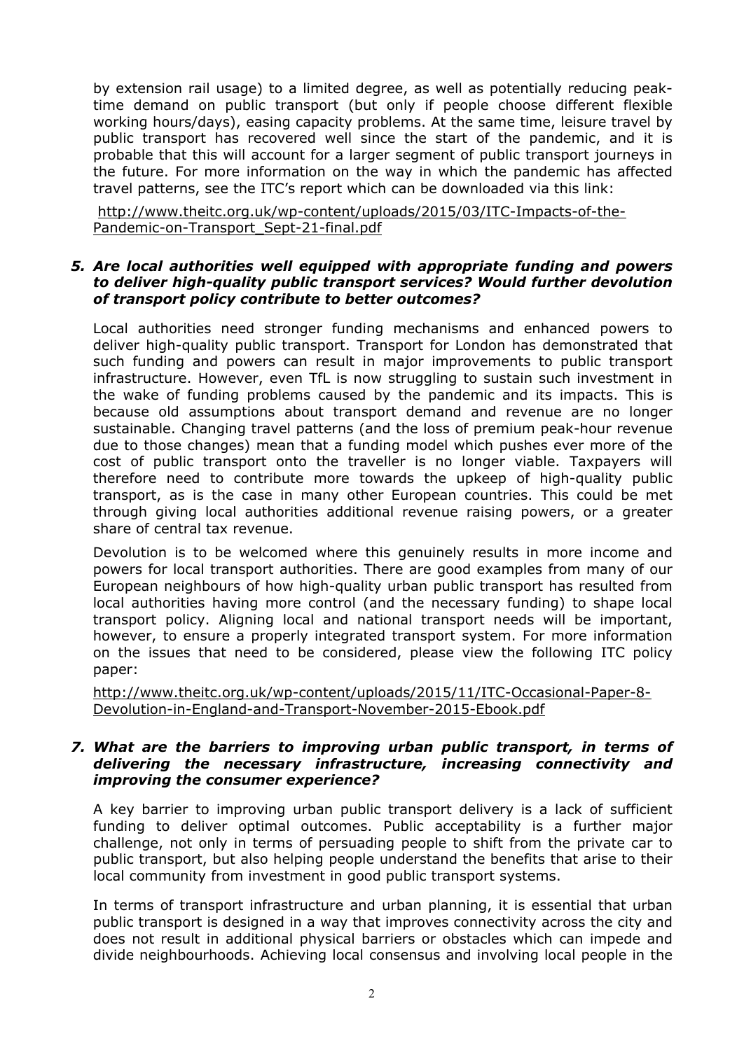by extension rail usage) to a limited degree, as well as potentially reducing peak-time demand on public transport (but only if people choose different flexible working hours/days), easing capacity problems. At the same time, leisure travel by public transport has recovered well since the start of the pandemic, and it is probable that this will account for a larger segment of public transport journeys in the future. For more information on the way in which the pandemic has affected travel patterns, see the ITC's report which can be downloaded via this link:

http://www.theitc.org.uk/wp-content/uploads/2015/03/ITC-Impacts-of-the-Pandemic-on-Transport_Sept-21-final.pdf

### *5. Are local authorities well equipped with appropriate funding and powers to deliver high-quality public transport services? Would further devolution of transport policy contribute to better outcomes?*

Local authorities need stronger funding mechanisms and enhanced powers to deliver high-quality public transport. Transport for London has demonstrated that such funding and powers can result in major improvements to public transport infrastructure. However, even TfL is now struggling to sustain such investment in the wake of funding problems caused by the pandemic and its impacts. This is because old assumptions about transport demand and revenue are no longer sustainable. Changing travel patterns (and the loss of premium peak-hour revenue due to those changes) mean that a funding model which pushes ever more of the cost of public transport onto the traveller is no longer viable. Taxpayers will therefore need to contribute more towards the upkeep of high-quality public transport, as is the case in many other European countries. This could be met through giving local authorities additional revenue raising powers, or a greater share of central tax revenue.

Devolution is to be welcomed where this genuinely results in more income and powers for local transport authorities. There are good examples from many of our European neighbours of how high-quality urban public transport has resulted from local authorities having more control (and the necessary funding) to shape local transport policy. Aligning local and national transport needs will be important, however, to ensure a properly integrated transport system. For more information on the issues that need to be considered, please view the following ITC policy paper:

http://www.theitc.org.uk/wp-content/uploads/2015/11/ITC-Occasional-Paper-8-Devolution-in-England-and-Transport-November-2015-Ebook.pdf

### *7. What are the barriers to improving urban public transport, in terms of delivering the necessary infrastructure, increasing connectivity and improving the consumer experience?*

A key barrier to improving urban public transport delivery is a lack of sufficient funding to deliver optimal outcomes. Public acceptability is a further major challenge, not only in terms of persuading people to shift from the private car to public transport, but also helping people understand the benefits that arise to their local community from investment in good public transport systems.

In terms of transport infrastructure and urban planning, it is essential that urban public transport is designed in a way that improves connectivity across the city and does not result in additional physical barriers or obstacles which can impede and divide neighbourhoods. Achieving local consensus and involving local people in the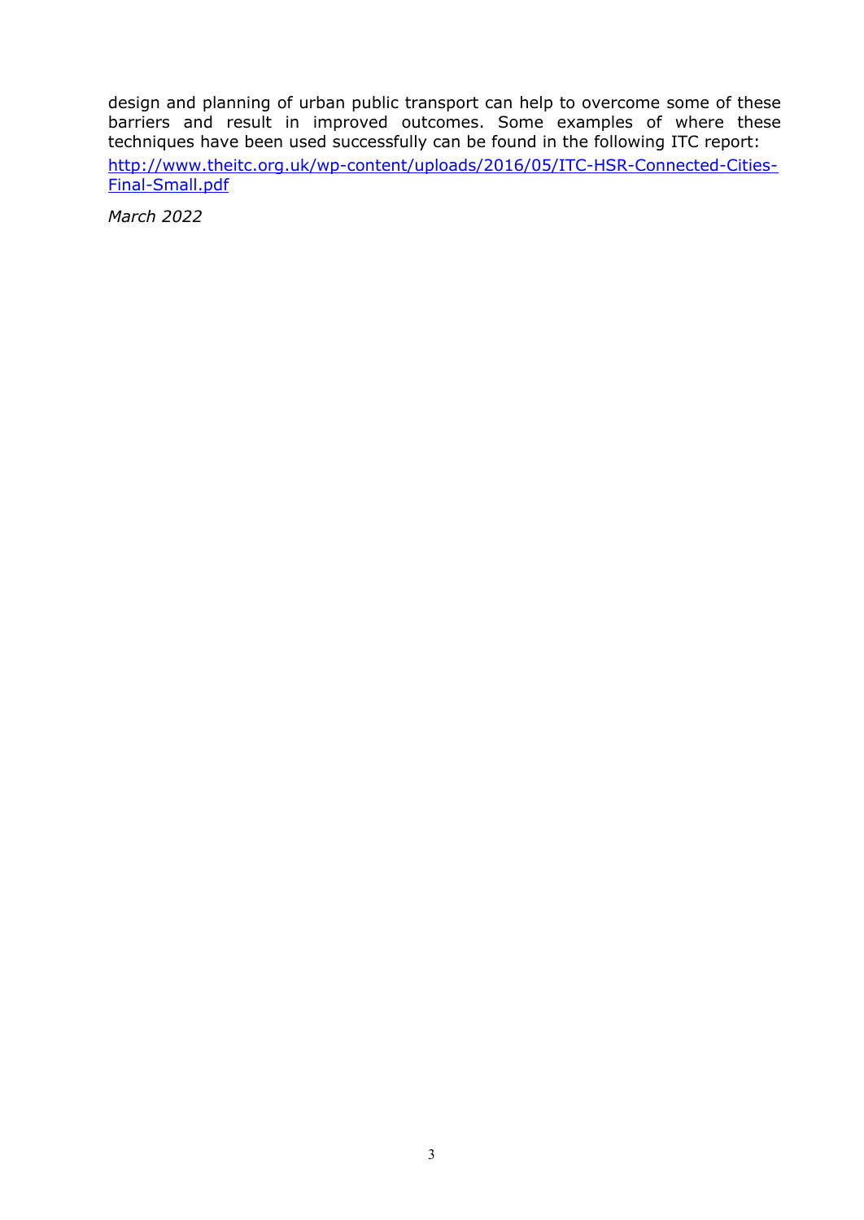design and planning of urban public transport can help to overcome some of these barriers and result in improved outcomes. Some examples of where these techniques have been used successfully can be found in the following ITC report:

http://www.theitc.org.uk/wp-content/uploads/2016/05/ITC-HSR-Connected-Cities-Final-Small.pdf

*March 2022*